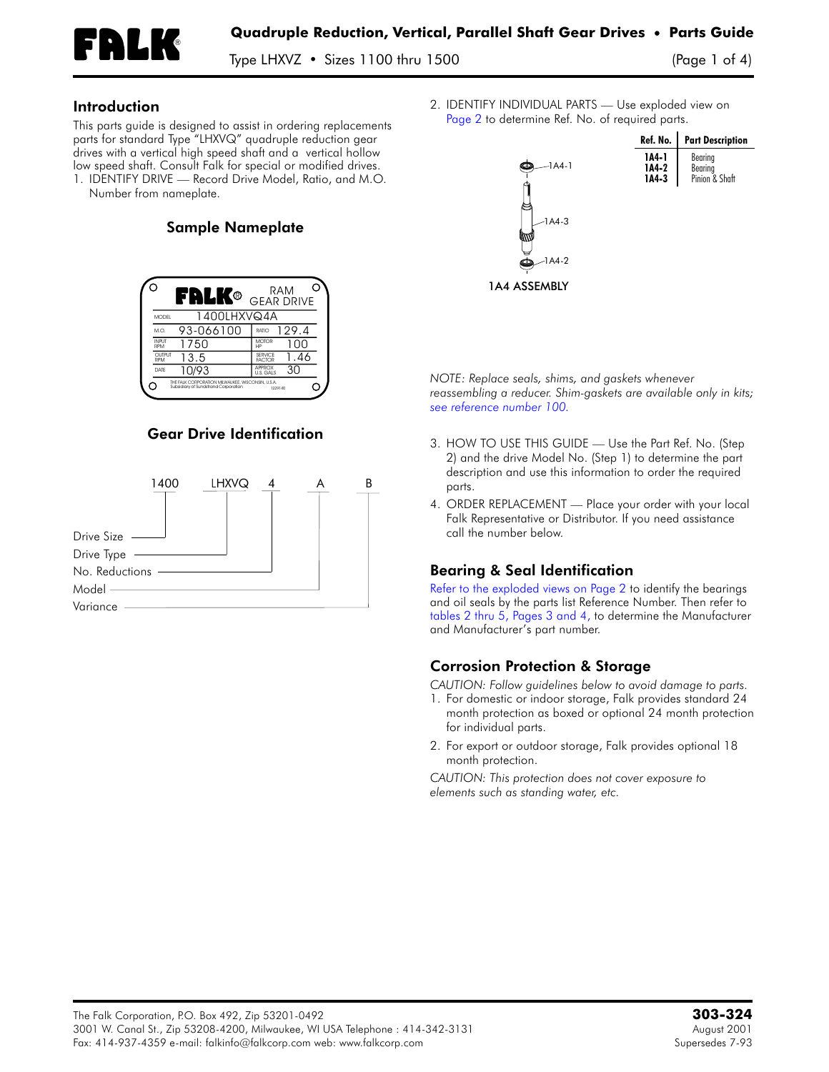# Quadruple Reduction, Vertical, Parallel Shaft Gear Drives • Parts Guide

Type LHXVZ • Sizes 1100 thru 1500

## Introduction

This parts guide is designed to assist in ordering replacements parts for standard Type "LHXVQ" quadruple reduction gear drives with a vertical high speed shaft and a vertical hollow low speed shaft. Consult Falk for special or modified drives.

1. IDENTIFY DRIVE — Record Drive Model, Ratio, and M.O. Number from nameplate.

### Sample Nameplate

| FALK® | RAM GEAR DRIVE | | |
|---|---|---|---|
| MODEL | 1400LHXVQ4A | | |
| M.O. | 93-066100 | RATIO | 129.4 |
| INPUT RPM | 1750 | MOTOR HP | 100 |
| OUTPUT RPM | 13.5 | SERVICE FACTOR | 1.46 |
| DATE | 10/93 | APPROX U.S. GALS | 30 |

THE FALK CORPORATION MILWAUKEE, WISCONSIN, U.S.A. Subsidiary of Sundstrand Corporation

### Gear Drive Identification

1400 LHXVQ 4 A B

- 1400 — Drive Size
- LHXVQ — Drive Type
- 4 — No. Reductions
- A — Model
- B — Variance

2. IDENTIFY INDIVIDUAL PARTS — Use exploded view on Page 2 to determine Ref. No. of required parts.

| Ref. No. | Part Description |
|---|---|
| 1A4-1 | Bearing |
| 1A4-2 | Bearing |
| 1A4-3 | Pinion & Shaft |

1A4 ASSEMBLY

*NOTE: Replace seals, shims, and gaskets whenever reassembling a reducer. Shim-gaskets are available only in kits; see reference number 100.*

3. HOW TO USE THIS GUIDE — Use the Part Ref. No. (Step 2) and the drive Model No. (Step 1) to determine the part description and use this information to order the required parts.
4. ORDER REPLACEMENT — Place your order with your local Falk Representative or Distributor. If you need assistance call the number below.

## Bearing & Seal Identification

Refer to the exploded views on Page 2 to identify the bearings and oil seals by the parts list Reference Number. Then refer to tables 2 thru 5, Pages 3 and 4, to determine the Manufacturer and Manufacturer's part number.

## Corrosion Protection & Storage

*CAUTION: Follow guidelines below to avoid damage to parts.*

1. For domestic or indoor storage, Falk provides standard 24 month protection as boxed or optional 24 month protection for individual parts.
2. For export or outdoor storage, Falk provides optional 18 month protection.

*CAUTION: This protection does not cover exposure to elements such as standing water, etc.*

The Falk Corporation, P.O. Box 492, Zip 53201-0492
3001 W. Canal St., Zip 53208-4200, Milwaukee, WI USA Telephone : 414-342-3131
Fax: 414-937-4359 e-mail: falkinfo@falkcorp.com web: www.falkcorp.com

**303-324**
August 2001
Supersedes 7-93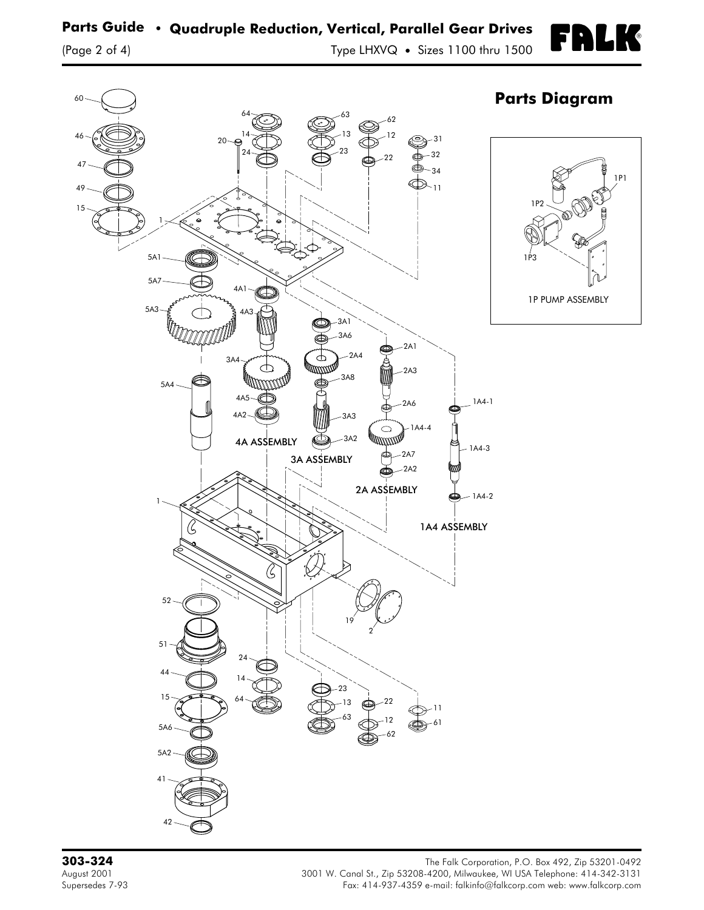# Parts Guide • Quadruple Reduction, Vertical, Parallel Gear Drives

Type LHXVQ • Sizes 1100 thru 1500

## Parts Diagram

60
46
47
49
15
1
5A1
5A7
5A3
5A4
64
14
20
24
63
13
23
62
12
22
31
32
34
11
4A1
4A3
3A4
4A5
4A2
4A ASSEMBLY
3A1
3A6
2A4
3A8
3A3
3A2
3A ASSEMBLY
2A1
2A3
2A6
1A4-4
2A7
2A2
2A ASSEMBLY
1A4-1
1A4-3
1A4-2
1A4 ASSEMBLY
1P1
1P2
1P3
1P PUMP ASSEMBLY
52
51
44
15
5A6
5A2
41
42
24
14
64
23
13
63
22
12
62
11
61
19
2

**303-324**
August 2001
Supersedes 7-93

The Falk Corporation, P.O. Box 492, Zip 53201-0492
3001 W. Canal St., Zip 53208-4200, Milwaukee, WI USA Telephone: 414-342-3131
Fax: 414-937-4359 e-mail: falkinfo@falkcorp.com web: www.falkcorp.com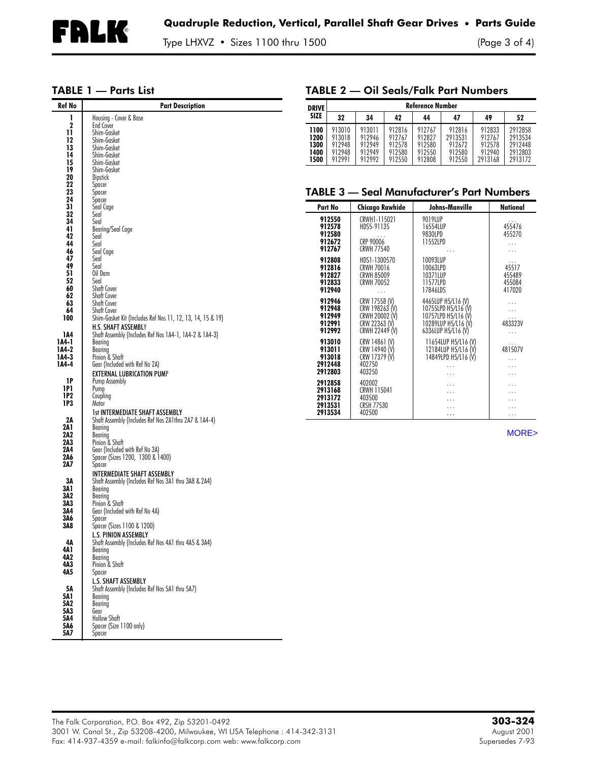## TABLE 1 — Parts List

| Ref No | Part Description |
|---|---|
| 1 | Housing - Cover & Base |
| 2 | End Cover |
| 11 | Shim-Gasket |
| 12 | Shim-Gasket |
| 13 | Shim-Gasket |
| 14 | Shim-Gasket |
| 15 | Shim-Gasket |
| 19 | Shim-Gasket |
| 20 | Dipstick |
| 22 | Spacer |
| 23 | Spacer |
| 24 | Spacer |
| 31 | Seal Cage |
| 32 | Seal |
| 34 | Seal |
| 41 | Bearing/Seal Cage |
| 42 | Seal |
| 44 | Seal |
| 46 | Seal Cage |
| 47 | Seal |
| 49 | Seal |
| 51 | Oil Dam |
| 52 | Seal |
| 60 | Shaft Cover |
| 62 | Shaft Cover |
| 63 | Shaft Cover |
| 64 | Shaft Cover |
| 100 | Shim-Gasket Kit (Includes Ref Nos 11, 12, 13, 14, 15 & 19) |
| | **H.S. SHAFT ASSEMBLY** |
| 1A4 | Shaft Assembly (Includes Ref Nos 1A4-1, 1A4-2 & 1A4-3) |
| 1A4-1 | Bearing |
| 1A4-2 | Bearing |
| 1A4-3 | Pinion & Shaft |
| 1A4-4 | Gear (Included with Ref No 2A) |
| | **EXTERNAL LUBRICATION PUMP** |
| 1P | Pump Assembly |
| 1P1 | Pump |
| 1P2 | Coupling |
| 1P3 | Motor |
| | **1st INTERMEDIATE SHAFT ASSEMBLY** |
| 2A | Shaft Assembly (Includes Ref Nos 2A1thru 2A7 & 1A4-4) |
| 2A1 | Bearing |
| 2A2 | Bearing |
| 2A3 | Pinion & Shaft |
| 2A4 | Gear (Included with Ref No 3A) |
| 2A6 | Spacer (Sizes 1200, 1300 & 1400) |
| 2A7 | Spacer |
| | **INTERMEDIATE SHAFT ASSEMBLY** |
| 3A | Shaft Assembly (Includes Ref Nos 3A1 thru 3A8 & 2A4) |
| 3A1 | Bearing |
| 3A2 | Bearing |
| 3A3 | Pinion & Shaft |
| 3A4 | Gear (Included with Ref No 4A) |
| 3A6 | Spacer |
| 3A8 | Spacer (Sizes 1100 & 1200) |
| | **L.S. PINION ASSEMBLY** |
| 4A | Shaft Assembly (Includes Ref Nos 4A1 thru 4A5 & 3A4) |
| 4A1 | Bearing |
| 4A2 | Bearing |
| 4A3 | Pinion & Shaft |
| 4A5 | Spacer |
| | **L.S. SHAFT ASSEMBLY** |
| 5A | Shaft Assembly (Includes Ref Nos 5A1 thru 5A7) |
| 5A1 | Bearing |
| 5A2 | Bearing |
| 5A3 | Gear |
| 5A4 | Hollow Shaft |
| 5A6 | Spacer (Size 1100 only) |
| 5A7 | Spacer |

## TABLE 2 — Oil Seals/Falk Part Numbers

| DRIVE SIZE | Reference Number | | | | | | |
|---|---|---|---|---|---|---|---|
| | 32 | 34 | 42 | 44 | 47 | 49 | 52 |
| 1100 | 913010 | 913011 | 912816 | 912767 | 912816 | 912833 | 2912858 |
| 1200 | 913018 | 912946 | 912767 | 912827 | 2913531 | 912767 | 2913534 |
| 1300 | 912948 | 912949 | 912578 | 912580 | 912672 | 912578 | 2912448 |
| 1400 | 912948 | 912949 | 912580 | 912550 | 912580 | 912940 | 2912803 |
| 1500 | 912991 | 912992 | 912550 | 912808 | 912550 | 2913168 | 2913172 |

## TABLE 3 — Seal Manufacturer's Part Numbers

| Part No | Chicago Rawhide | Johns-Manville | National |
|---|---|---|---|
| 912550 | CRWH1-115021 | 9019LUP | . . . |
| 912578 | HDS5-91135 | 16554LUP | 455476 |
| 912580 | . . . | 9830LPD | 455270 |
| 912672 | CRP 90006 | 11552LPD | . . . |
| 912767 | CRWH 77540 | . . . | . . . |
| 912808 | HDS1-1300570 | 10093LUP | . . . |
| 912816 | CRWH 70016 | 10063LPD | 45517 |
| 912827 | CRWH 85009 | 10371LUP | 455489 |
| 912833 | CRWH 70052 | 11577LPD | 455084 |
| 912940 | . . . | 17846LDS | 417020 |
| 912946 | CRW 17558 (V) | 4465LUP H5/L16 (V) | . . . |
| 912948 | CRW 198263 (V) | 10755LPD H5/L16 (V) | . . . |
| 912949 | CRWH 20002 (V) | 10757LPD H5/L16 (V) | . . . |
| 912991 | CRW 22363 (V) | 10289LUP H5/L16 (V) | 483323V |
| 912992 | CRWH 22449 (V) | 6336LUP H5/L16 (V) | . . . |
| 913010 | CRW 14861 (V) | 11654LUP H5/L16 (V) | . . . |
| 913011 | CRW 14940 (V) | 12184LUP H5/L16 (V) | 481507V |
| 913018 | CRW 17379 (V) | 14849LPD H5/L16 (V) | . . . |
| 2912448 | 402750 | . . . | . . . |
| 2912803 | 403250 | . . . | . . . |
| 2912858 | 402002 | . . . | . . . |
| 2913168 | CRWH 115041 | . . . | . . . |
| 2913172 | 403500 | . . . | . . . |
| 2913531 | CRSH 77530 | . . . | . . . |
| 2913534 | 402500 | . . . | . . . |

MORE>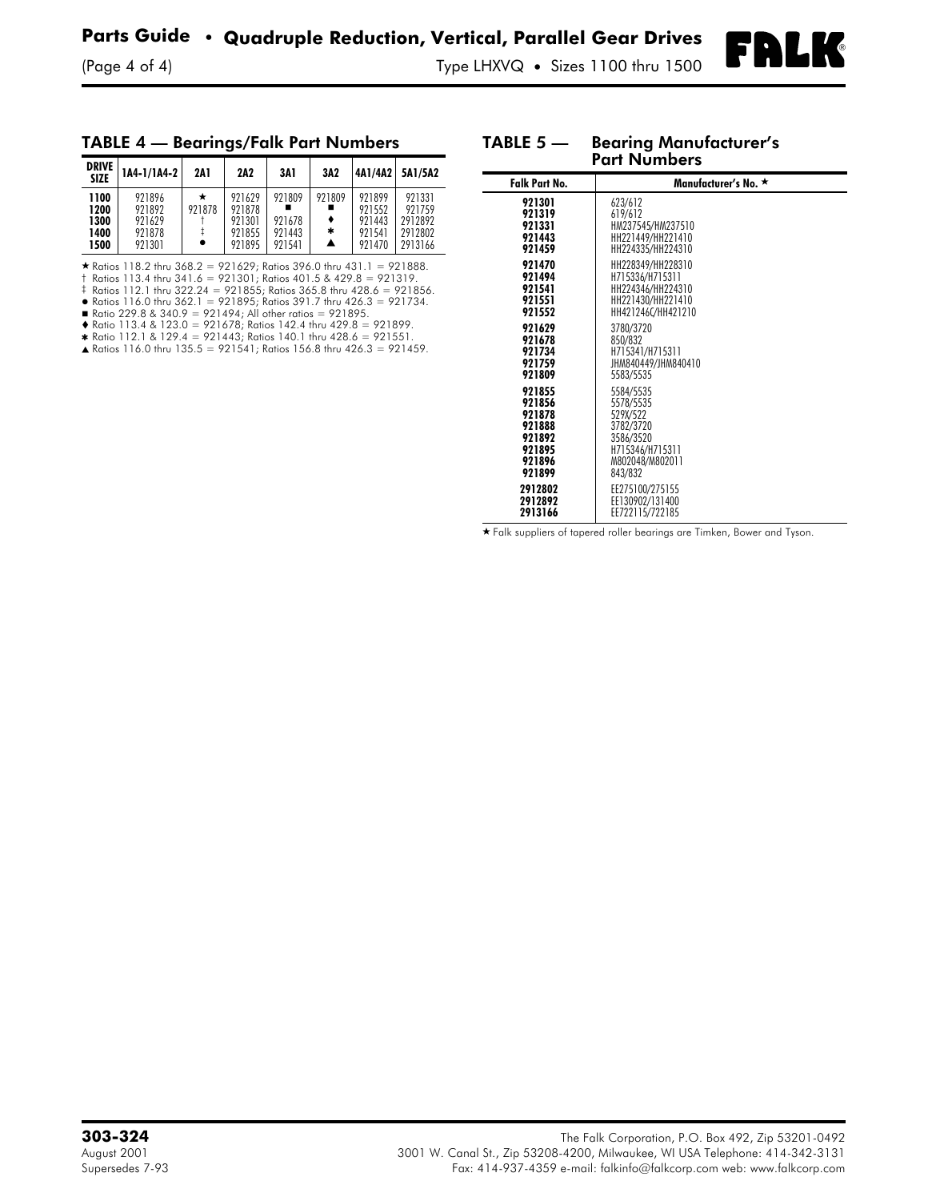## TABLE 4 — Bearings/Falk Part Numbers

| DRIVE SIZE | 1A4-1/1A4-2 | 2A1 | 2A2 | 3A1 | 3A2 | 4A1/4A2 | 5A1/5A2 |
|---|---|---|---|---|---|---|---|
| 1100 | 921896 | ★ | 921629 | 921809 | 921809 | 921899 | 921331 |
| 1200 | 921892 | 921878 | 921878 | ■ | ■ | 921552 | 921759 |
| 1300 | 921629 | † | 921301 | 921678 | ♦ | 921443 | 2912892 |
| 1400 | 921878 | ‡ | 921855 | 921443 | ✱ | 921541 | 2912802 |
| 1500 | 921301 | ● | 921895 | 921541 | ▲ | 921470 | 2913166 |

★ Ratios 118.2 thru 368.2 = 921629; Ratios 396.0 thru 431.1 = 921888.
† Ratios 113.4 thru 341.6 = 921301; Ratios 401.5 & 429.8 = 921319.
‡ Ratios 112.1 thru 322.24 = 921855; Ratios 365.8 thru 428.6 = 921856.
● Ratios 116.0 thru 362.1 = 921895; Ratios 391.7 thru 426.3 = 921734.
■ Ratio 229.8 & 340.9 = 921494; All other ratios = 921895.
♦ Ratio 113.4 & 123.0 = 921678; Ratios 142.4 thru 429.8 = 921899.
✱ Ratio 112.1 & 129.4 = 921443; Ratios 140.1 thru 428.6 = 921551.
▲ Ratios 116.0 thru 135.5 = 921541; Ratios 156.8 thru 426.3 = 921459.

## TABLE 5 — Bearing Manufacturer's Part Numbers

| Falk Part No. | Manufacturer's No. ★ |
|---|---|
| 921301 | 623/612 |
| 921319 | 619/612 |
| 921331 | HM237545/HM237510 |
| 921443 | HH221449/HH221410 |
| 921459 | HH224335/HH224310 |
| 921470 | HH228349/HH228310 |
| 921494 | H715336/H715311 |
| 921541 | HH224346/HH224310 |
| 921551 | HH221430/HH221410 |
| 921552 | HH421246C/HH421210 |
| 921629 | 3780/3720 |
| 921678 | 850/832 |
| 921734 | H715341/H715311 |
| 921759 | JHM840449/JHM840410 |
| 921809 | 5583/5535 |
| 921855 | 5584/5535 |
| 921856 | 5578/5535 |
| 921878 | 529X/522 |
| 921888 | 3782/3720 |
| 921892 | 3586/3520 |
| 921895 | H715346/H715311 |
| 921896 | M802048/M802011 |
| 921899 | 843/832 |
| 2912802 | EE275100/275155 |
| 2912892 | EE130902/131400 |
| 2913166 | EE722115/722185 |

★ Falk suppliers of tapered roller bearings are Timken, Bower and Tyson.

**303-324**
August 2001
Supersedes 7-93

The Falk Corporation, P.O. Box 492, Zip 53201-0492
3001 W. Canal St., Zip 53208-4200, Milwaukee, WI USA Telephone: 414-342-3131
Fax: 414-937-4359 e-mail: falkinfo@falkcorp.com web: www.falkcorp.com